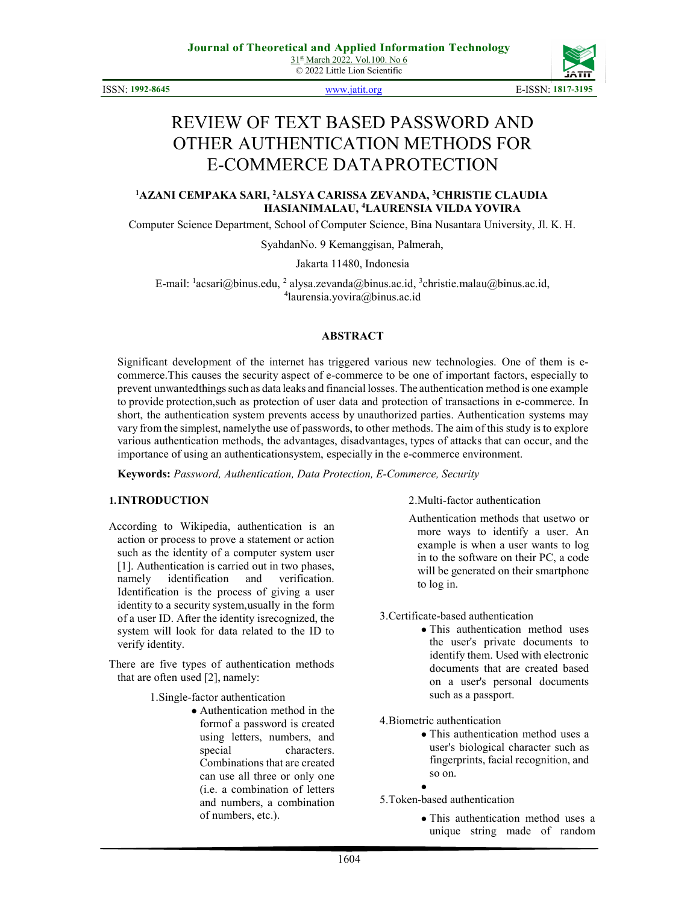# REVIEW OF TEXT BASED PASSWORD AND OTHER AUTHENTICATION METHODS FOR E-COMMERCE DATAPROTECTION

**[1]AZANI CEMPAKA SARI, [2]ALSYA CARISSA ZEVANDA, [3]CHRISTIE CLAUDIA HASIANIMALAU, [4]LAURENSIA VILDA YOVIRA**

Computer Science Department, School of Computer Science, Bina Nusantara University, Jl. K. H. SyahdanNo. 9 Kemanggisan, Palmerah,

Jakarta 11480, Indonesia

E-mail: [1]acsari@binus.edu, [2] alysa.zevanda@binus.ac.id, [3]christie.malau@binus.ac.id, [4]laurensia.yovira@binus.ac.id

## ABSTRACT

Significant development of the internet has triggered various new technologies. One of them is e-commerce.This causes the security aspect of e-commerce to be one of important factors, especially to prevent unwantedthings such as data leaks and financial losses. The authentication method is one example to provide protection,such as protection of user data and protection of transactions in e-commerce. In short, the authentication system prevents access by unauthorized parties. Authentication systems may vary from the simplest, namelythe use of passwords, to other methods. The aim of this study is to explore various authentication methods, the advantages, disadvantages, types of attacks that can occur, and the importance of using an authenticationsystem, especially in the e-commerce environment.

**Keywords:** *Password, Authentication, Data Protection, E-Commerce, Security*

## 1. INTRODUCTION

According to Wikipedia, authentication is an action or process to prove a statement or action such as the identity of a computer system user [1]. Authentication is carried out in two phases, namely identification and verification. Identification is the process of giving a user identity to a security system,usually in the form of a user ID. After the identity isrecognized, the system will look for data related to the ID to verify identity.

There are five types of authentication methods that are often used [2], namely:

1. Single-factor authentication
   - Authentication method in the formof a password is created using letters, numbers, and special characters. Combinations that are created can use all three or only one (i.e. a combination of letters and numbers, a combination of numbers, etc.).
2. Multi-factor authentication

   Authentication methods that usetwo or more ways to identify a user. An example is when a user wants to log in to the software on their PC, a code will be generated on their smartphone to log in.
3. Certificate-based authentication
   - This authentication method uses the user's private documents to identify them. Used with electronic documents that are created based on a user's personal documents such as a passport.
4. Biometric authentication
   - This authentication method uses a user's biological character such as fingerprints, facial recognition, and so on.
5. Token-based authentication
   - This authentication method uses a unique string made of random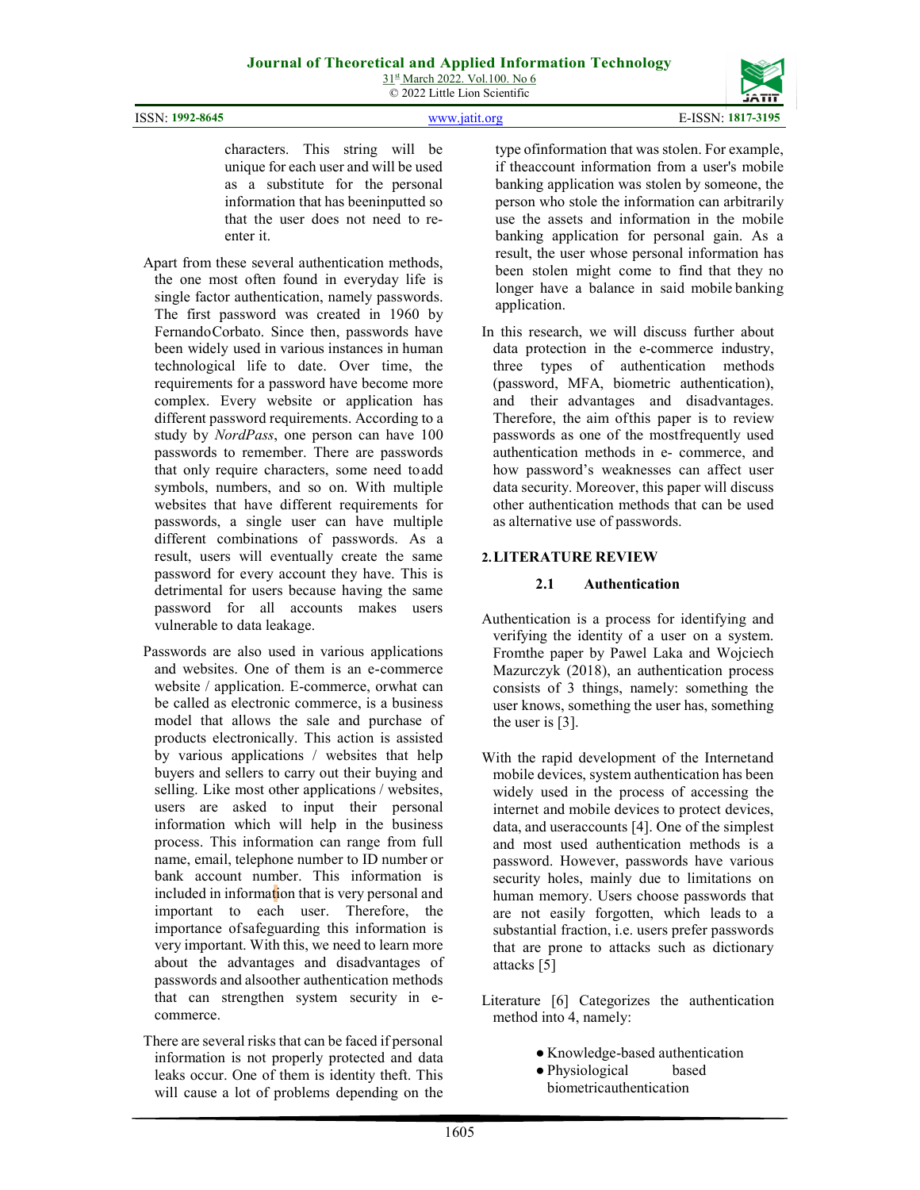characters. This string will be unique for each user and will be used as a substitute for the personal information that has beeninputted so that the user does not need to re-enter it.

Apart from these several authentication methods, the one most often found in everyday life is single factor authentication, namely passwords. The first password was created in 1960 by FernandoCorbato. Since then, passwords have been widely used in various instances in human technological life to date. Over time, the requirements for a password have become more complex. Every website or application has different password requirements. According to a study by *NordPass*, one person can have 100 passwords to remember. There are passwords that only require characters, some need to add symbols, numbers, and so on. With multiple websites that have different requirements for passwords, a single user can have multiple different combinations of passwords. As a result, users will eventually create the same password for every account they have. This is detrimental for users because having the same password for all accounts makes users vulnerable to data leakage.

Passwords are also used in various applications and websites. One of them is an e-commerce website / application. E-commerce, orwhat can be called as electronic commerce, is a business model that allows the sale and purchase of products electronically. This action is assisted by various applications / websites that help buyers and sellers to carry out their buying and selling. Like most other applications / websites, users are asked to input their personal information which will help in the business process. This information can range from full name, email, telephone number to ID number or bank account number. This information is included in information that is very personal and important to each user. Therefore, the importance ofsafeguarding this information is very important. With this, we need to learn more about the advantages and disadvantages of passwords and alsoother authentication methods that can strengthen system security in e-commerce.

There are several risks that can be faced if personal information is not properly protected and data leaks occur. One of them is identity theft. This will cause a lot of problems depending on the type ofinformation that was stolen. For example, if theaccount information from a user's mobile banking application was stolen by someone, the person who stole the information can arbitrarily use the assets and information in the mobile banking application for personal gain. As a result, the user whose personal information has been stolen might come to find that they no longer have a balance in said mobile banking application.

In this research, we will discuss further about data protection in the e-commerce industry, three types of authentication methods (password, MFA, biometric authentication), and their advantages and disadvantages. Therefore, the aim ofthis paper is to review passwords as one of the mostfrequently used authentication methods in e- commerce, and how password's weaknesses can affect user data security. Moreover, this paper will discuss other authentication methods that can be used as alternative use of passwords.

## 2. LITERATURE REVIEW

### 2.1 Authentication

Authentication is a process for identifying and verifying the identity of a user on a system. Fromthe paper by Pawel Laka and Wojciech Mazurczyk (2018), an authentication process consists of 3 things, namely: something the user knows, something the user has, something the user is [3].

With the rapid development of the Internetand mobile devices, system authentication has been widely used in the process of accessing the internet and mobile devices to protect devices, data, and useraccounts [4]. One of the simplest and most used authentication methods is a password. However, passwords have various security holes, mainly due to limitations on human memory. Users choose passwords that are not easily forgotten, which leads to a substantial fraction, i.e. users prefer passwords that are prone to attacks such as dictionary attacks [5]

Literature [6] Categorizes the authentication method into 4, namely:

- Knowledge-based authentication
- Physiological based biometricauthentication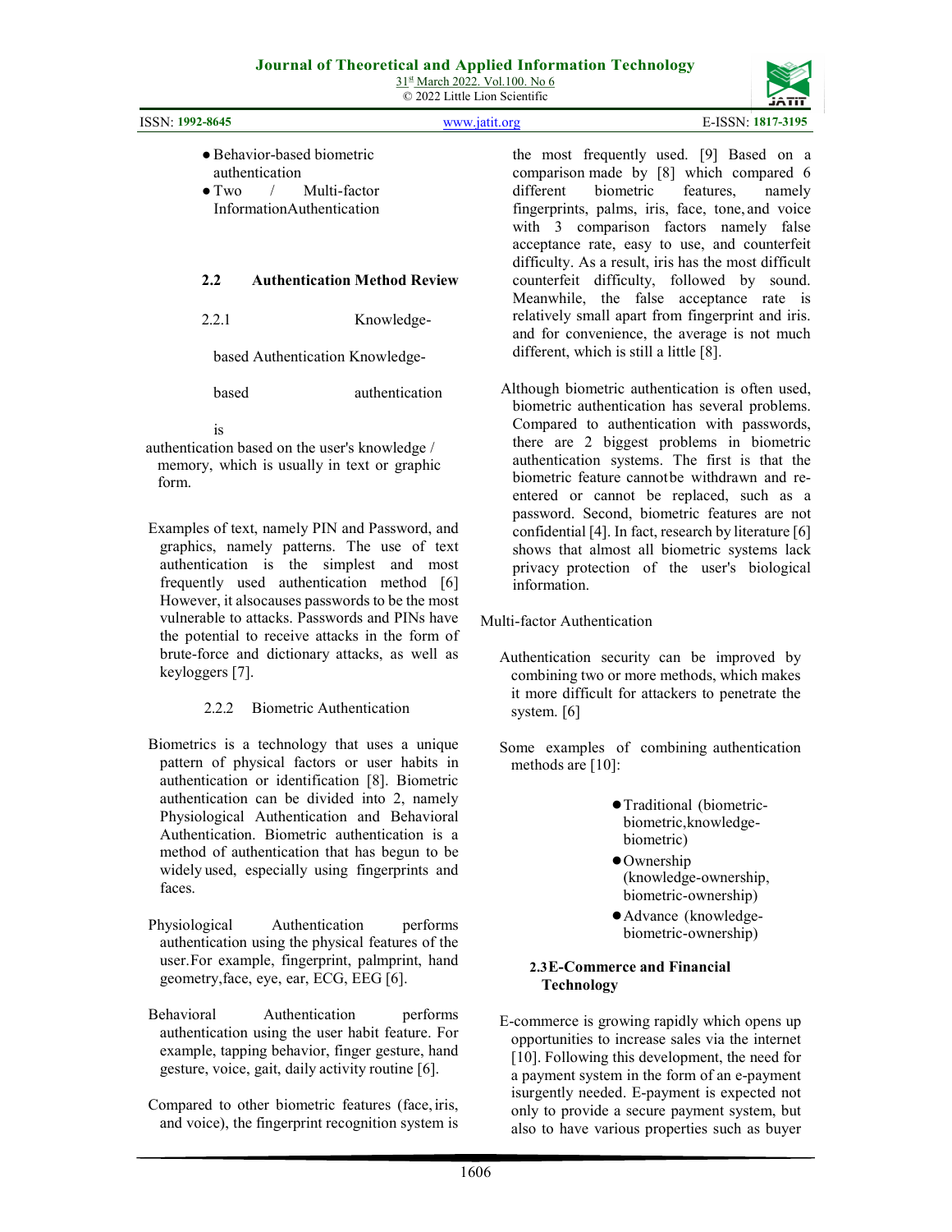- Behavior-based biometric authentication
- Two / Multi-factor InformationAuthentication

### 2.2 Authentication Method Review

#### 2.2.1 Knowledge-based Authentication

Knowledge-based authentication is authentication based on the user's knowledge / memory, which is usually in text or graphic form.

Examples of text, namely PIN and Password, and graphics, namely patterns. The use of text authentication is the simplest and most frequently used authentication method [6] However, it alsocauses passwords to be the most vulnerable to attacks. Passwords and PINs have the potential to receive attacks in the form of brute-force and dictionary attacks, as well as keyloggers [7].

#### 2.2.2 Biometric Authentication

Biometrics is a technology that uses a unique pattern of physical factors or user habits in authentication or identification [8]. Biometric authentication can be divided into 2, namely Physiological Authentication and Behavioral Authentication. Biometric authentication is a method of authentication that has begun to be widely used, especially using fingerprints and faces.

Physiological Authentication performs authentication using the physical features of the user.For example, fingerprint, palmprint, hand geometry,face, eye, ear, ECG, EEG [6].

Behavioral Authentication performs authentication using the user habit feature. For example, tapping behavior, finger gesture, hand gesture, voice, gait, daily activity routine [6].

Compared to other biometric features (face, iris, and voice), the fingerprint recognition system is the most frequently used. [9] Based on a comparison made by [8] which compared 6 different biometric features, namely fingerprints, palms, iris, face, tone, and voice with 3 comparison factors namely false acceptance rate, easy to use, and counterfeit difficulty. As a result, iris has the most difficult counterfeit difficulty, followed by sound. Meanwhile, the false acceptance rate is relatively small apart from fingerprint and iris. and for convenience, the average is not much different, which is still a little [8].

Although biometric authentication is often used, biometric authentication has several problems. Compared to authentication with passwords, there are 2 biggest problems in biometric authentication systems. The first is that the biometric feature cannotbe withdrawn and re-entered or cannot be replaced, such as a password. Second, biometric features are not confidential [4]. In fact, research by literature [6] shows that almost all biometric systems lack privacy protection of the user's biological information.

Multi-factor Authentication

Authentication security can be improved by combining two or more methods, which makes it more difficult for attackers to penetrate the system. [6]

Some examples of combining authentication methods are [10]:

- Traditional (biometric-biometric,knowledge-biometric)
- Ownership (knowledge-ownership, biometric-ownership)
- Advance (knowledge-biometric-ownership)

### 2.3 E-Commerce and Financial Technology

E-commerce is growing rapidly which opens up opportunities to increase sales via the internet [10]. Following this development, the need for a payment system in the form of an e-payment isurgently needed. E-payment is expected not only to provide a secure payment system, but also to have various properties such as buyer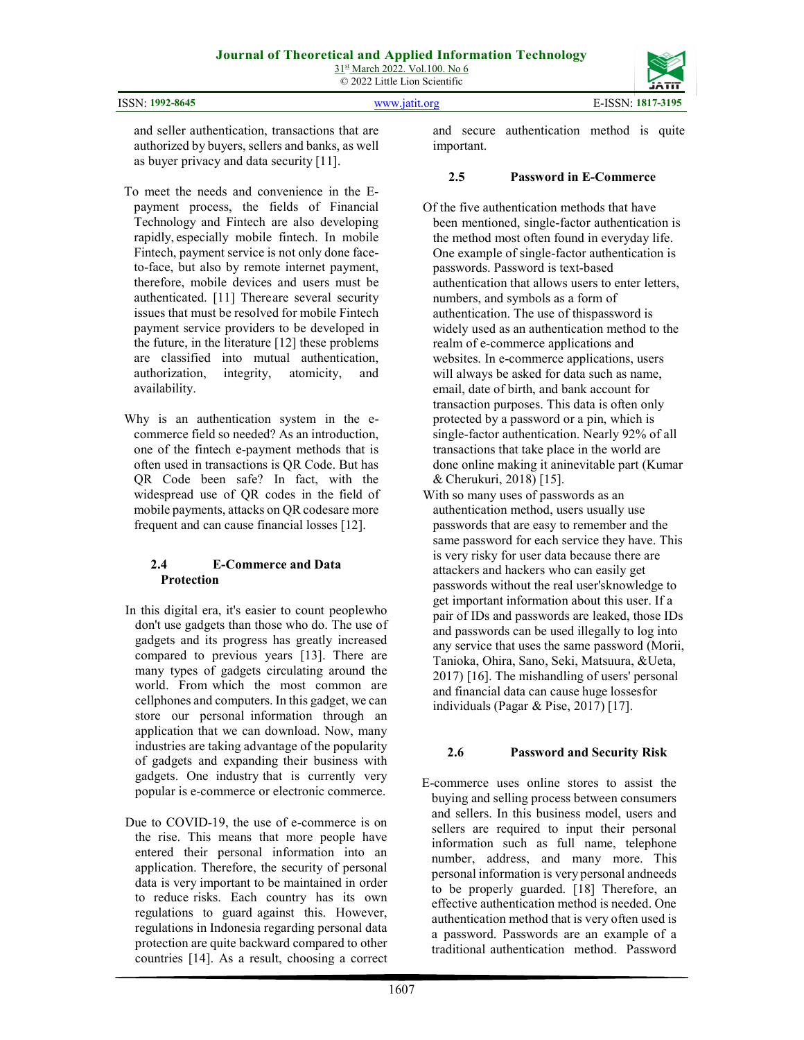and seller authentication, transactions that are authorized by buyers, sellers and banks, as well as buyer privacy and data security [11].

To meet the needs and convenience in the E-payment process, the fields of Financial Technology and Fintech are also developing rapidly, especially mobile fintech. In mobile Fintech, payment service is not only done face-to-face, but also by remote internet payment, therefore, mobile devices and users must be authenticated. [11] Thereare several security issues that must be resolved for mobile Fintech payment service providers to be developed in the future, in the literature [12] these problems are classified into mutual authentication, authorization, integrity, atomicity, and availability.

Why is an authentication system in the e-commerce field so needed? As an introduction, one of the fintech e-payment methods that is often used in transactions is QR Code. But has QR Code been safe? In fact, with the widespread use of QR codes in the field of mobile payments, attacks on QR codesare more frequent and can cause financial losses [12].

### 2.4 E-Commerce and Data Protection

In this digital era, it's easier to count peoplewho don't use gadgets than those who do. The use of gadgets and its progress has greatly increased compared to previous years [13]. There are many types of gadgets circulating around the world. From which the most common are cellphones and computers. In this gadget, we can store our personal information through an application that we can download. Now, many industries are taking advantage of the popularity of gadgets and expanding their business with gadgets. One industry that is currently very popular is e-commerce or electronic commerce.

Due to COVID-19, the use of e-commerce is on the rise. This means that more people have entered their personal information into an application. Therefore, the security of personal data is very important to be maintained in order to reduce risks. Each country has its own regulations to guard against this. However, regulations in Indonesia regarding personal data protection are quite backward compared to other countries [14]. As a result, choosing a correct and secure authentication method is quite important.

### 2.5 Password in E-Commerce

Of the five authentication methods that have been mentioned, single-factor authentication is the method most often found in everyday life. One example of single-factor authentication is passwords. Password is text-based authentication that allows users to enter letters, numbers, and symbols as a form of authentication. The use of thispassword is widely used as an authentication method to the realm of e-commerce applications and websites. In e-commerce applications, users will always be asked for data such as name, email, date of birth, and bank account for transaction purposes. This data is often only protected by a password or a pin, which is single-factor authentication. Nearly 92% of all transactions that take place in the world are done online making it aninevitable part (Kumar & Cherukuri, 2018) [15].

With so many uses of passwords as an authentication method, users usually use passwords that are easy to remember and the same password for each service they have. This is very risky for user data because there are attackers and hackers who can easily get passwords without the real user'sknowledge to get important information about this user. If a pair of IDs and passwords are leaked, those IDs and passwords can be used illegally to log into any service that uses the same password (Morii, Tanioka, Ohira, Sano, Seki, Matsuura, &Ueta, 2017) [16]. The mishandling of users' personal and financial data can cause huge lossesfor individuals (Pagar & Pise, 2017) [17].

### 2.6 Password and Security Risk

E-commerce uses online stores to assist the buying and selling process between consumers and sellers. In this business model, users and sellers are required to input their personal information such as full name, telephone number, address, and many more. This personal information is very personal andneeds to be properly guarded. [18] Therefore, an effective authentication method is needed. One authentication method that is very often used is a password. Passwords are an example of a traditional authentication method. Password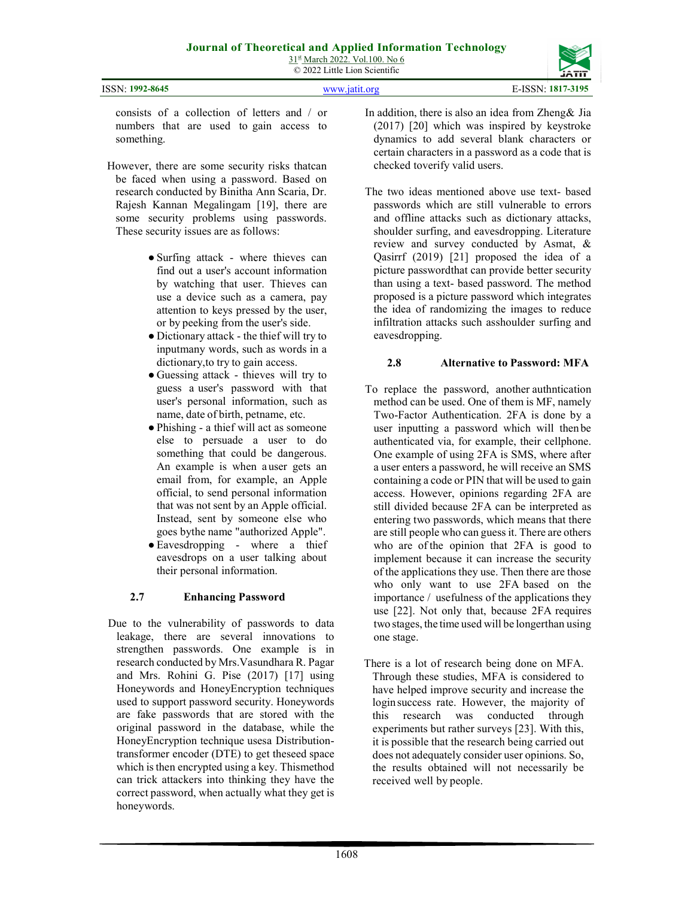consists of a collection of letters and / or numbers that are used to gain access to something.

However, there are some security risks thatcan be faced when using a password. Based on research conducted by Binitha Ann Scaria, Dr. Rajesh Kannan Megalingam [19], there are some security problems using passwords. These security issues are as follows:

- Surfing attack - where thieves can find out a user's account information by watching that user. Thieves can use a device such as a camera, pay attention to keys pressed by the user, or by peeking from the user's side.
- Dictionary attack - the thief will try to inputmany words, such as words in a dictionary,to try to gain access.
- Guessing attack - thieves will try to guess a user's password with that user's personal information, such as name, date of birth, petname, etc.
- Phishing - a thief will act as someone else to persuade a user to do something that could be dangerous. An example is when a user gets an email from, for example, an Apple official, to send personal information that was not sent by an Apple official. Instead, sent by someone else who goes bythe name "authorized Apple".
- Eavesdropping - where a thief eavesdrops on a user talking about their personal information.

### 2.7 Enhancing Password

Due to the vulnerability of passwords to data leakage, there are several innovations to strengthen passwords. One example is in research conducted by Mrs.Vasundhara R. Pagar and Mrs. Rohini G. Pise (2017) [17] using Honeywords and HoneyEncryption techniques used to support password security. Honeywords are fake passwords that are stored with the original password in the database, while the HoneyEncryption technique usesa Distribution-transformer encoder (DTE) to get theseed space which is then encrypted using a key. Thismethod can trick attackers into thinking they have the correct password, when actually what they get is honeywords.

In addition, there is also an idea from Zheng& Jia (2017) [20] which was inspired by keystroke dynamics to add several blank characters or certain characters in a password as a code that is checked toverify valid users.

The two ideas mentioned above use text- based passwords which are still vulnerable to errors and offline attacks such as dictionary attacks, shoulder surfing, and eavesdropping. Literature review and survey conducted by Asmat, & Qasirrf (2019) [21] proposed the idea of a picture passwordthat can provide better security than using a text- based password. The method proposed is a picture password which integrates the idea of randomizing the images to reduce infiltration attacks such asshoulder surfing and eavesdropping.

### 2.8 Alternative to Password: MFA

To replace the password, another authntication method can be used. One of them is MF, namely Two-Factor Authentication. 2FA is done by a user inputting a password which will then be authenticated via, for example, their cellphone. One example of using 2FA is SMS, where after a user enters a password, he will receive an SMS containing a code or PIN that will be used to gain access. However, opinions regarding 2FA are still divided because 2FA can be interpreted as entering two passwords, which means that there are still people who can guess it. There are others who are of the opinion that 2FA is good to implement because it can increase the security of the applications they use. Then there are those who only want to use 2FA based on the importance / usefulness of the applications they use [22]. Not only that, because 2FA requires two stages, the time used will be longerthan using one stage.

There is a lot of research being done on MFA. Through these studies, MFA is considered to have helped improve security and increase the login success rate. However, the majority of this research was conducted through experiments but rather surveys [23]. With this, it is possible that the research being carried out does not adequately consider user opinions. So, the results obtained will not necessarily be received well by people.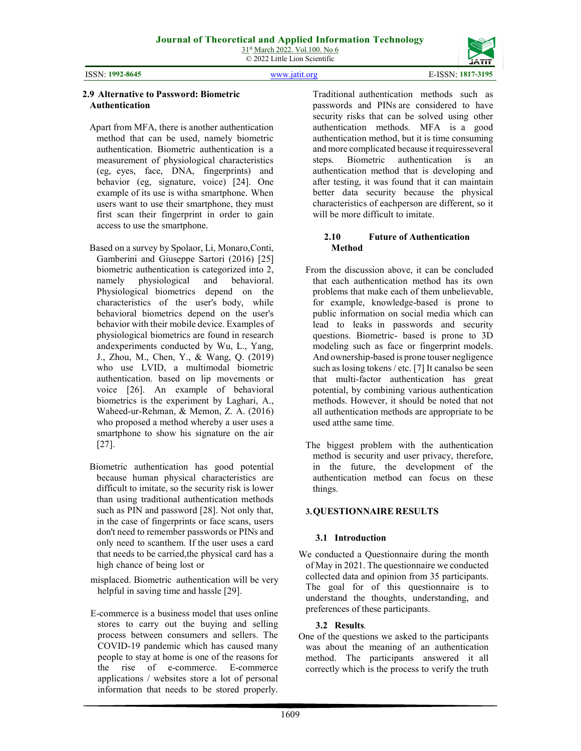## 2.9 Alternative to Password: Biometric Authentication

Apart from MFA, there is another authentication method that can be used, namely biometric authentication. Biometric authentication is a measurement of physiological characteristics (eg, eyes, face, DNA, fingerprints) and behavior (eg, signature, voice) [24]. One example of its use is witha smartphone. When users want to use their smartphone, they must first scan their fingerprint in order to gain access to use the smartphone.

Based on a survey by Spolaor, Li, Monaro,Conti, Gamberini and Giuseppe Sartori (2016) [25] biometric authentication is categorized into 2, namely physiological and behavioral. Physiological biometrics depend on the characteristics of the user's body, while behavioral biometrics depend on the user's behavior with their mobile device. Examples of physiological biometrics are found in research andexperiments conducted by Wu, L., Yang, J., Zhou, M., Chen, Y., & Wang, Q. (2019) who use LVID, a multimodal biometric authentication. based on lip movements or voice [26]. An example of behavioral biometrics is the experiment by Laghari, A., Waheed-ur-Rehman, & Memon, Z. A. (2016) who proposed a method whereby a user uses a smartphone to show his signature on the air [27].

Biometric authentication has good potential because human physical characteristics are difficult to imitate, so the security risk is lower than using traditional authentication methods such as PIN and password [28]. Not only that, in the case of fingerprints or face scans, users don't need to remember passwords or PINs and only need to scanthem. If the user uses a card that needs to be carried,the physical card has a high chance of being lost or misplaced. Biometric authentication will be very helpful in saving time and hassle [29].

E-commerce is a business model that uses online stores to carry out the buying and selling process between consumers and sellers. The COVID-19 pandemic which has caused many people to stay at home is one of the reasons for the rise of e-commerce. E-commerce applications / websites store a lot of personal information that needs to be stored properly.

Traditional authentication methods such as passwords and PINs are considered to have security risks that can be solved using other authentication methods. MFA is a good authentication method, but it is time consuming and more complicated because it requiresseveral steps. Biometric authentication is an authentication method that is developing and after testing, it was found that it can maintain better data security because the physical characteristics of eachperson are different, so it will be more difficult to imitate.

## 2.10 Future of Authentication Method

From the discussion above, it can be concluded that each authentication method has its own problems that make each of them unbelievable, for example, knowledge-based is prone to public information on social media which can lead to leaks in passwords and security questions. Biometric- based is prone to 3D modeling such as face or fingerprint models. And ownership-based is prone touser negligence such as losing tokens / etc. [7] It canalso be seen that multi-factor authentication has great potential, by combining various authentication methods. However, it should be noted that not all authentication methods are appropriate to be used atthe same time.

The biggest problem with the authentication method is security and user privacy, therefore, in the future, the development of the authentication method can focus on these things.

# 3. QUESTIONNAIRE RESULTS

## 3.1 Introduction

We conducted a Questionnaire during the month of May in 2021. The questionnaire we conducted collected data and opinion from 35 participants. The goal for of this questionnaire is to understand the thoughts, understanding, and preferences of these participants.

## 3.2 Results.

One of the questions we asked to the participants was about the meaning of an authentication method. The participants answered it all correctly which is the process to verify the truth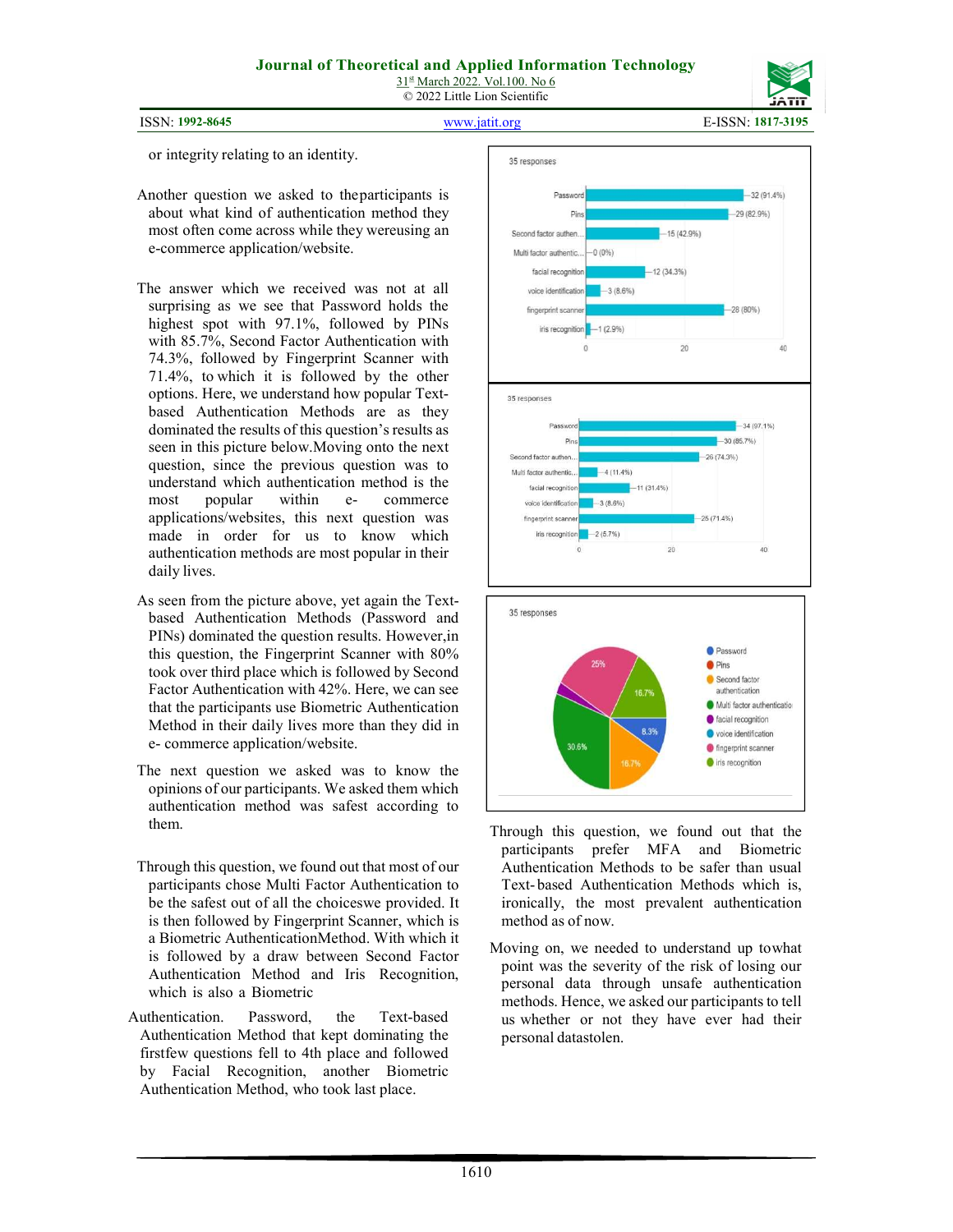or integrity relating to an identity.

Another question we asked to theparticipants is about what kind of authentication method they most often come across while they wereusing an e-commerce application/website.

The answer which we received was not at all surprising as we see that Password holds the highest spot with 97.1%, followed by PINs with 85.7%, Second Factor Authentication with 74.3%, followed by Fingerprint Scanner with 71.4%, to which it is followed by the other options. Here, we understand how popular Text-based Authentication Methods are as they dominated the results of this question's results as seen in this picture below.Moving onto the next question, since the previous question was to understand which authentication method is the most popular within e- commerce applications/websites, this next question was made in order for us to know which authentication methods are most popular in their daily lives.

As seen from the picture above, yet again the Text-based Authentication Methods (Password and PINs) dominated the question results. However,in this question, the Fingerprint Scanner with 80% took over third place which is followed by Second Factor Authentication with 42%. Here, we can see that the participants use Biometric Authentication Method in their daily lives more than they did in e- commerce application/website.

The next question we asked was to know the opinions of our participants. We asked them which authentication method was safest according to them.

Through this question, we found out that most of our participants chose Multi Factor Authentication to be the safest out of all the choiceswe provided. It is then followed by Fingerprint Scanner, which is a Biometric AuthenticationMethod. With which it is followed by a draw between Second Factor Authentication Method and Iris Recognition, which is also a Biometric

Authentication. Password, the Text-based Authentication Method that kept dominating the firstfew questions fell to 4th place and followed by Facial Recognition, another Biometric Authentication Method, who took last place.

35 responses

| Option | Responses |
|---|---|
| Password | 32 (91.4%) |
| Pins | 29 (82.9%) |
| Second factor authen... | 15 (42.9%) |
| Multi factor authentic... | 0 (0%) |
| facial recognition | 12 (34.3%) |
| voice identification | 3 (8.6%) |
| fingerprint scanner | 28 (80%) |
| iris recognition | 1 (2.9%) |

35 responses

| Option | Responses |
|---|---|
| Password | 34 (97.1%) |
| Pins | 30 (85.7%) |
| Second factor authen... | 26 (74.3%) |
| Multi factor authentic... | 4 (11.4%) |
| facial recognition | 11 (31.4%) |
| voice identification | 3 (8.6%) |
| fingerprint scanner | 25 (71.4%) |
| iris recognition | 2 (5.7%) |

35 responses

Legend: Password, Pins, Second factor authentication, Multi factor authentication, facial recognition, voice identification, fingerprint scanner, iris recognition

Pie chart values: 30.6%, 25%, 16.7%, 16.7%, 8.3%

Through this question, we found out that the participants prefer MFA and Biometric Authentication Methods to be safer than usual Text- based Authentication Methods which is, ironically, the most prevalent authentication method as of now.

Moving on, we needed to understand up towhat point was the severity of the risk of losing our personal data through unsafe authentication methods. Hence, we asked our participants to tell us whether or not they have ever had their personal datastolen.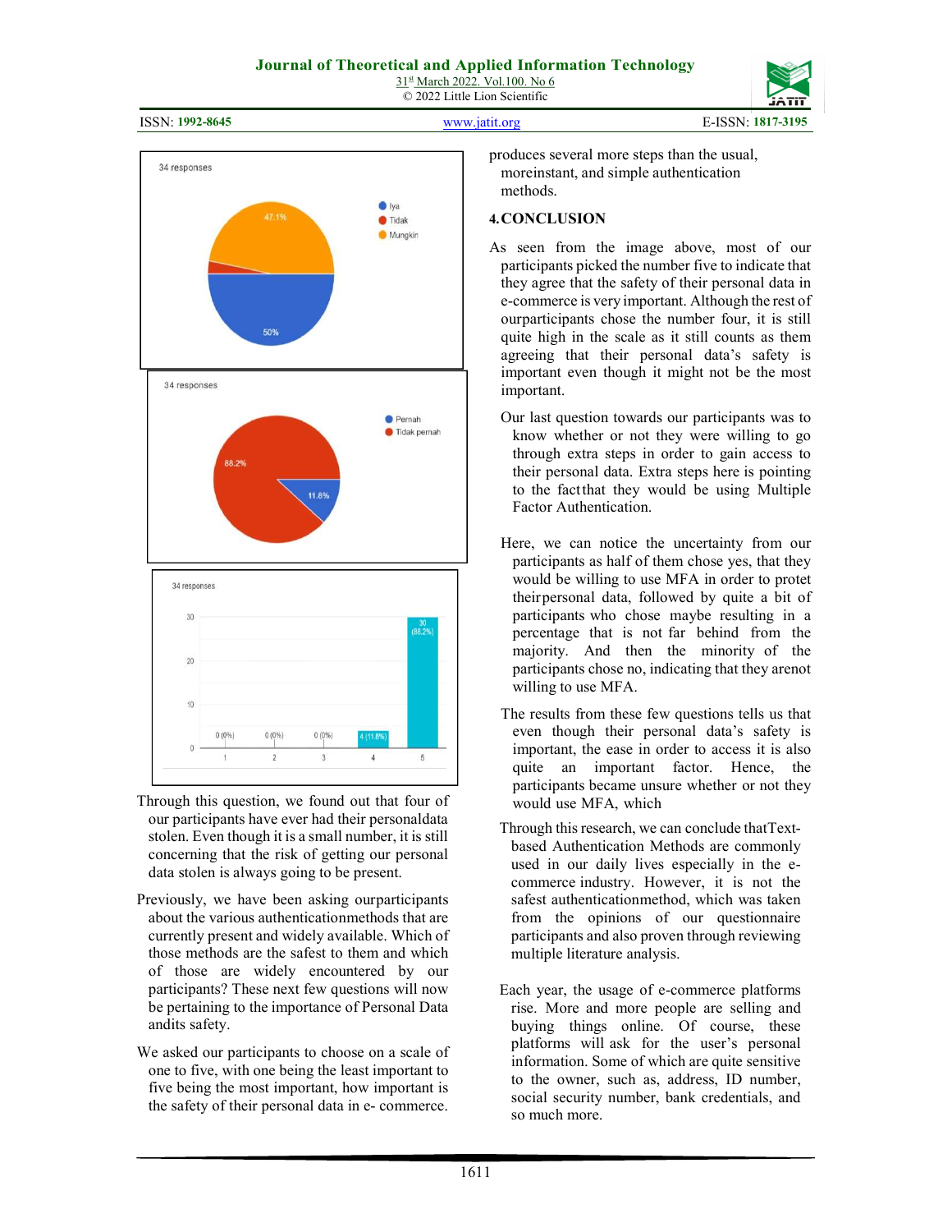34 responses

- Iya
- Tidak
- Mungkin

47.1%

50%

34 responses

- Pernah
- Tidak pernah

88.2%

11.8%

34 responses

| 1 | 2 | 3 | 4 | 5 |
|---|---|---|---|---|
| 0 (0%) | 0 (0%) | 0 (0%) | 4 (11.8%) | 30 (88.2%) |

Through this question, we found out that four of our participants have ever had their personaldata stolen. Even though it is a small number, it is still concerning that the risk of getting our personal data stolen is always going to be present.

Previously, we have been asking ourparticipants about the various authenticationmethods that are currently present and widely available. Which of those methods are the safest to them and which of those are widely encountered by our participants? These next few questions will now be pertaining to the importance of Personal Data andits safety.

We asked our participants to choose on a scale of one to five, with one being the least important to five being the most important, how important is the safety of their personal data in e- commerce.

produces several more steps than the usual, moreinstant, and simple authentication methods.

## 4. CONCLUSION

As seen from the image above, most of our participants picked the number five to indicate that they agree that the safety of their personal data in e-commerce is very important. Although the rest of ourparticipants chose the number four, it is still quite high in the scale as it still counts as them agreeing that their personal data's safety is important even though it might not be the most important.

Our last question towards our participants was to know whether or not they were willing to go through extra steps in order to gain access to their personal data. Extra steps here is pointing to the factthat they would be using Multiple Factor Authentication.

Here, we can notice the uncertainty from our participants as half of them chose yes, that they would be willing to use MFA in order to protet theirpersonal data, followed by quite a bit of participants who chose maybe resulting in a percentage that is not far behind from the majority. And then the minority of the participants chose no, indicating that they arenot willing to use MFA.

The results from these few questions tells us that even though their personal data's safety is important, the ease in order to access it is also quite an important factor. Hence, the participants became unsure whether or not they would use MFA, which

Through this research, we can conclude thatText-based Authentication Methods are commonly used in our daily lives especially in the e-commerce industry. However, it is not the safest authenticationmethod, which was taken from the opinions of our questionnaire participants and also proven through reviewing multiple literature analysis.

Each year, the usage of e-commerce platforms rise. More and more people are selling and buying things online. Of course, these platforms will ask for the user's personal information. Some of which are quite sensitive to the owner, such as, address, ID number, social security number, bank credentials, and so much more.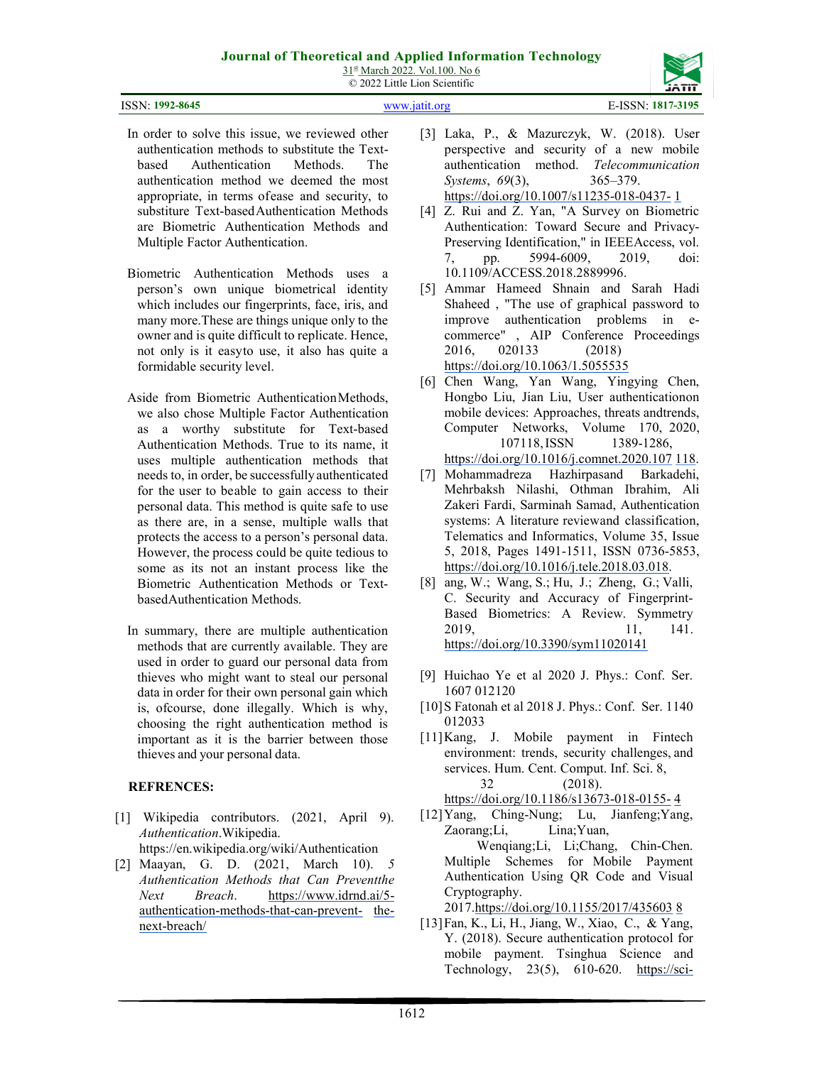In order to solve this issue, we reviewed other authentication methods to substitute the Text-based Authentication Methods. The authentication method we deemed the most appropriate, in terms ofease and security, to substiture Text-based Authentication Methods are Biometric Authentication Methods and Multiple Factor Authentication.

Biometric Authentication Methods uses a person's own unique biometrical identity which includes our fingerprints, face, iris, and many more.These are things unique only to the owner and is quite difficult to replicate. Hence, not only is it easyto use, it also has quite a formidable security level.

Aside from Biometric Authentication Methods, we also chose Multiple Factor Authentication as a worthy substitute for Text-based Authentication Methods. True to its name, it uses multiple authentication methods that needs to, in order, be successfully authenticated for the user to beable to gain access to their personal data. This method is quite safe to use as there are, in a sense, multiple walls that protects the access to a person's personal data. However, the process could be quite tedious to some as its not an instant process like the Biometric Authentication Methods or Text-based Authentication Methods.

In summary, there are multiple authentication methods that are currently available. They are used in order to guard our personal data from thieves who might want to steal our personal data in order for their own personal gain which is, ofcourse, done illegally. Which is why, choosing the right authentication method is important as it is the barrier between those thieves and your personal data.

## REFRENCES:

[1] Wikipedia contributors. (2021, April 9). *Authentication*.Wikipedia. https://en.wikipedia.org/wiki/Authentication

[2] Maayan, G. D. (2021, March 10). *5 Authentication Methods that Can Preventthe Next Breach*. https://www.idrnd.ai/5-authentication-methods-that-can-prevent- the-next-breach/

[3] Laka, P., & Mazurczyk, W. (2018). User perspective and security of a new mobile authentication method. *Telecommunication Systems*, *69*(3), 365–379. https://doi.org/10.1007/s11235-018-0437- 1

[4] Z. Rui and Z. Yan, "A Survey on Biometric Authentication: Toward Secure and Privacy-Preserving Identification," in IEEEAccess, vol. 7, pp. 5994-6009, 2019, doi: 10.1109/ACCESS.2018.2889996.

[5] Ammar Hameed Shnain and Sarah Hadi Shaheed , "The use of graphical password to improve authentication problems in e-commerce" , AIP Conference Proceedings 2016, 020133 (2018) https://doi.org/10.1063/1.5055535

[6] Chen Wang, Yan Wang, Yingying Chen, Hongbo Liu, Jian Liu, User authenticationon mobile devices: Approaches, threats andtrends, Computer Networks, Volume 170, 2020, 107118, ISSN 1389-1286, https://doi.org/10.1016/j.comnet.2020.107 118.

[7] Mohammadreza Hazhirpasand Barkadehi, Mehrbaksh Nilashi, Othman Ibrahim, Ali Zakeri Fardi, Sarminah Samad, Authentication systems: A literature reviewand classification, Telematics and Informatics, Volume 35, Issue 5, 2018, Pages 1491-1511, ISSN 0736-5853, https://doi.org/10.1016/j.tele.2018.03.018.

[8] ang, W.; Wang, S.; Hu, J.; Zheng, G.; Valli, C. Security and Accuracy of Fingerprint-Based Biometrics: A Review. Symmetry 2019, 11, 141. https://doi.org/10.3390/sym11020141

[9] Huichao Ye et al 2020 J. Phys.: Conf. Ser. 1607 012120

[10] S Fatonah et al 2018 J. Phys.: Conf. Ser. 1140 012033

[11] Kang, J. Mobile payment in Fintech environment: trends, security challenges, and services. Hum. Cent. Comput. Inf. Sci. 8, 32 (2018). https://doi.org/10.1186/s13673-018-0155- 4

[12] Yang, Ching-Nung; Lu, Jianfeng;Yang, Zaorang;Li, Lina;Yuan, Wenqiang;Li, Li;Chang, Chin-Chen. Multiple Schemes for Mobile Payment Authentication Using QR Code and Visual Cryptography. 2017.https://doi.org/10.1155/2017/435603 8

[13] Fan, K., Li, H., Jiang, W., Xiao, C., & Yang, Y. (2018). Secure authentication protocol for mobile payment. Tsinghua Science and Technology, 23(5), 610-620. https://sci-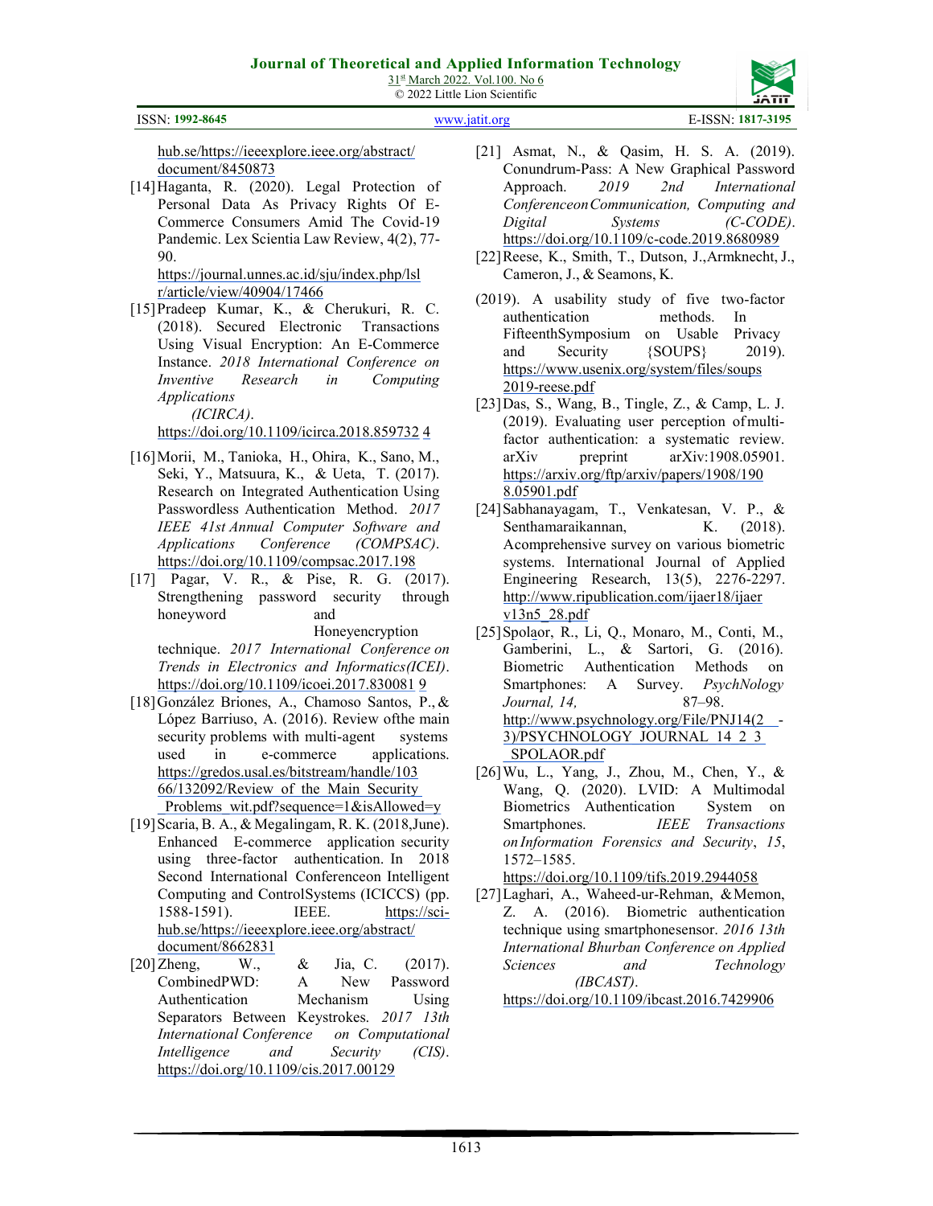hub.se/https://ieeexplore.ieee.org/abstract/document/8450873

[14] Haganta, R. (2020). Legal Protection of Personal Data As Privacy Rights Of E-Commerce Consumers Amid The Covid-19 Pandemic. Lex Scientia Law Review, 4(2), 77-90. https://journal.unnes.ac.id/sju/index.php/lslr/article/view/40904/17466

[15] Pradeep Kumar, K., & Cherukuri, R. C. (2018). Secured Electronic Transactions Using Visual Encryption: An E-Commerce Instance. *2018 International Conference on Inventive Research in Computing Applications (ICIRCA)*. https://doi.org/10.1109/icirca.2018.8597324

[16] Morii, M., Tanioka, H., Ohira, K., Sano, M., Seki, Y., Matsuura, K., & Ueta, T. (2017). Research on Integrated Authentication Using Passwordless Authentication Method. *2017 IEEE 41st Annual Computer Software and Applications Conference (COMPSAC)*. https://doi.org/10.1109/compsac.2017.198

[17] Pagar, V. R., & Pise, R. G. (2017). Strengthening password security through honeyword and Honeyencryption technique. *2017 International Conference on Trends in Electronics and Informatics(ICEI)*. https://doi.org/10.1109/icoei.2017.8300819

[18] González Briones, A., Chamoso Santos, P., & López Barriuso, A. (2016). Review ofthe main security problems with multi-agent systems used in e-commerce applications. https://gredos.usal.es/bitstream/handle/10366/132092/Review_of_the_Main_Security_Problems_wit.pdf?sequence=1&isAllowed=y

[19] Scaria, B. A., & Megalingam, R. K. (2018,June). Enhanced E-commerce application security using three-factor authentication. In 2018 Second International Conferenceon Intelligent Computing and ControlSystems (ICICCS) (pp. 1588-1591). IEEE. https://sci-hub.se/https://ieeexplore.ieee.org/abstract/document/8662831

[20] Zheng, W., & Jia, C. (2017). CombinedPWD: A New Password Authentication Mechanism Using Separators Between Keystrokes. *2017 13th International Conference on Computational Intelligence and Security (CIS)*. https://doi.org/10.1109/cis.2017.00129

[21] Asmat, N., & Qasim, H. S. A. (2019). Conundrum-Pass: A New Graphical Password Approach. *2019 2nd International ConferenceonCommunication, Computing and Digital Systems (C-CODE)*. https://doi.org/10.1109/c-code.2019.8680989

[22] Reese, K., Smith, T., Dutson, J.,Armknecht, J., Cameron, J., & Seamons, K. (2019). A usability study of five two-factor authentication methods. In FifteenthSymposium on Usable Privacy and Security {SOUPS} 2019). https://www.usenix.org/system/files/soups2019-reese.pdf

[23] Das, S., Wang, B., Tingle, Z., & Camp, L. J. (2019). Evaluating user perception ofmulti-factor authentication: a systematic review. arXiv preprint arXiv:1908.05901. https://arxiv.org/ftp/arxiv/papers/1908/1908.05901.pdf

[24] Sabhanayagam, T., Venkatesan, V. P., & Senthamaraikannan, K. (2018). Acomprehensive survey on various biometric systems. International Journal of Applied Engineering Research, 13(5), 2276-2297. http://www.ripublication.com/ijaer18/ijaerv13n5_28.pdf

[25] Spolaor, R., Li, Q., Monaro, M., Conti, M., Gamberini, L., & Sartori, G. (2016). Biometric Authentication Methods on Smartphones: A Survey. *PsychNology Journal, 14,* 87–98. http://www.psychnology.org/File/PNJ14(2-3)/PSYCHNOLOGY_JOURNAL_14_2_3_SPOLAOR.pdf

[26] Wu, L., Yang, J., Zhou, M., Chen, Y., & Wang, Q. (2020). LVID: A Multimodal Biometrics Authentication System on Smartphones. *IEEE Transactions onInformation Forensics and Security*, *15*, 1572–1585. https://doi.org/10.1109/tifs.2019.2944058

[27] Laghari, A., Waheed-ur-Rehman, &Memon, Z. A. (2016). Biometric authentication technique using smartphonesensor. *2016 13th International Bhurban Conference on Applied Sciences and Technology (IBCAST)*. https://doi.org/10.1109/ibcast.2016.7429906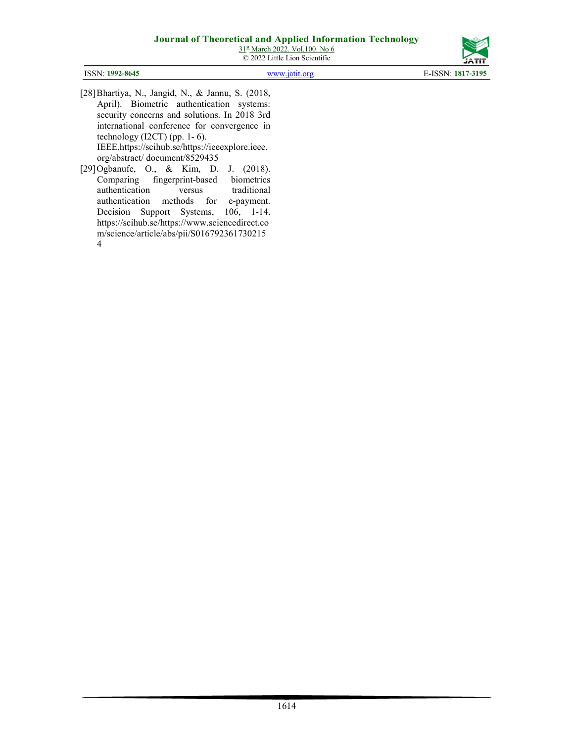[28] Bhartiya, N., Jangid, N., & Jannu, S. (2018, April). Biometric authentication systems: security concerns and solutions. In 2018 3rd international conference for convergence in technology (I2CT) (pp. 1- 6). IEEE.https://scihub.se/https://ieeexplore.ieee.org/abstract/ document/8529435

[29] Ogbanufe, O., & Kim, D. J. (2018). Comparing fingerprint-based biometrics authentication versus traditional authentication methods for e-payment. Decision Support Systems, 106, 1-14. https://scihub.se/https://www.sciencedirect.com/science/article/abs/pii/S0167923617302154